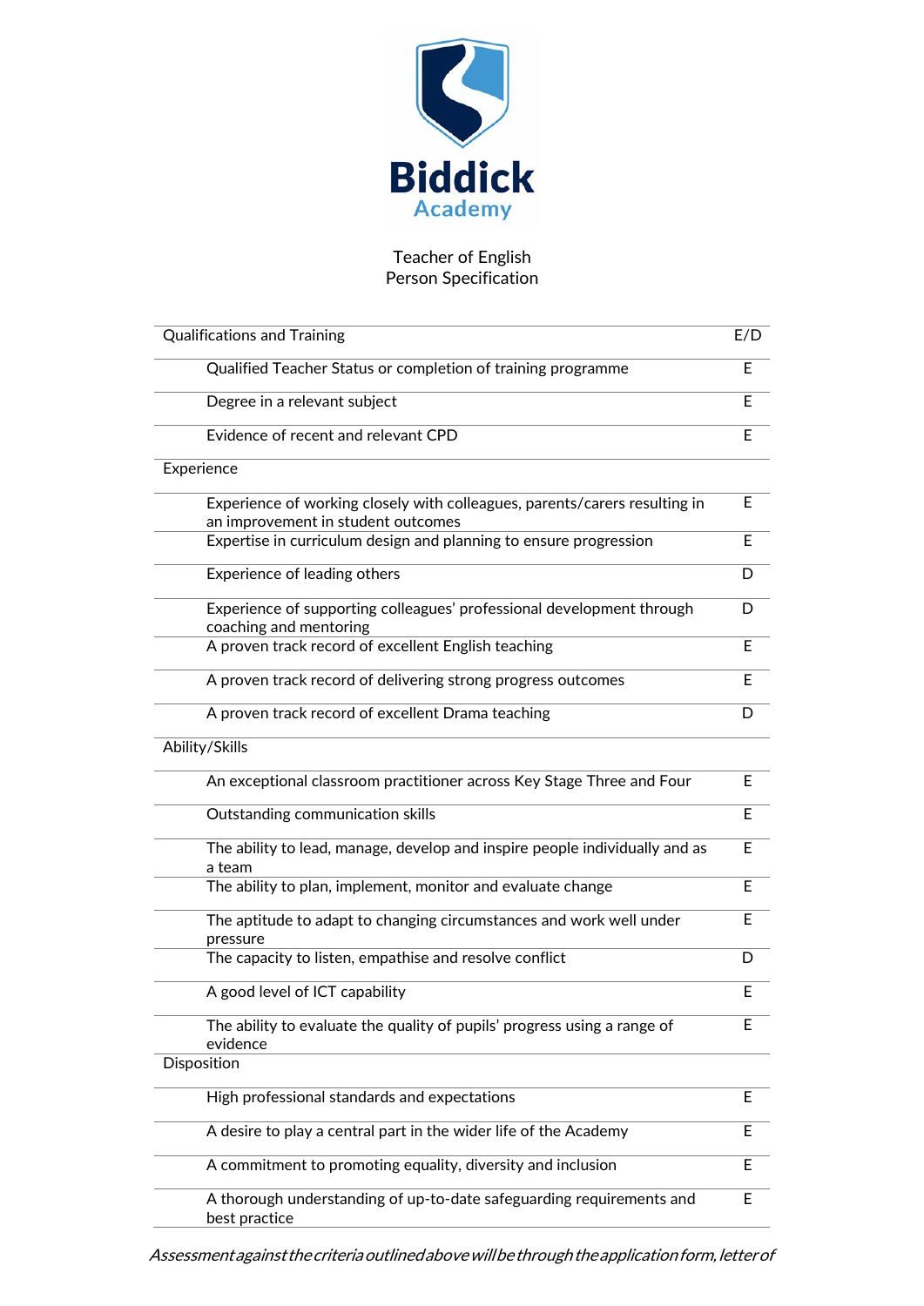Biddick Academy

# Teacher of English
## Person Specification

| Qualifications and Training | E/D |
|---|---|
| Qualified Teacher Status or completion of training programme | E |
| Degree in a relevant subject | E |
| Evidence of recent and relevant CPD | E |
| **Experience** | |
| Experience of working closely with colleagues, parents/carers resulting in an improvement in student outcomes | E |
| Expertise in curriculum design and planning to ensure progression | E |
| Experience of leading others | D |
| Experience of supporting colleagues' professional development through coaching and mentoring | D |
| A proven track record of excellent English teaching | E |
| A proven track record of delivering strong progress outcomes | E |
| A proven track record of excellent Drama teaching | D |
| **Ability/Skills** | |
| An exceptional classroom practitioner across Key Stage Three and Four | E |
| Outstanding communication skills | E |
| The ability to lead, manage, develop and inspire people individually and as a team | E |
| The ability to plan, implement, monitor and evaluate change | E |
| The aptitude to adapt to changing circumstances and work well under pressure | E |
| The capacity to listen, empathise and resolve conflict | D |
| A good level of ICT capability | E |
| The ability to evaluate the quality of pupils' progress using a range of evidence | E |
| **Disposition** | |
| High professional standards and expectations | E |
| A desire to play a central part in the wider life of the Academy | E |
| A commitment to promoting equality, diversity and inclusion | E |
| A thorough understanding of up-to-date safeguarding requirements and best practice | E |

*Assessment against the criteria outlined above will be through the application form, letter of*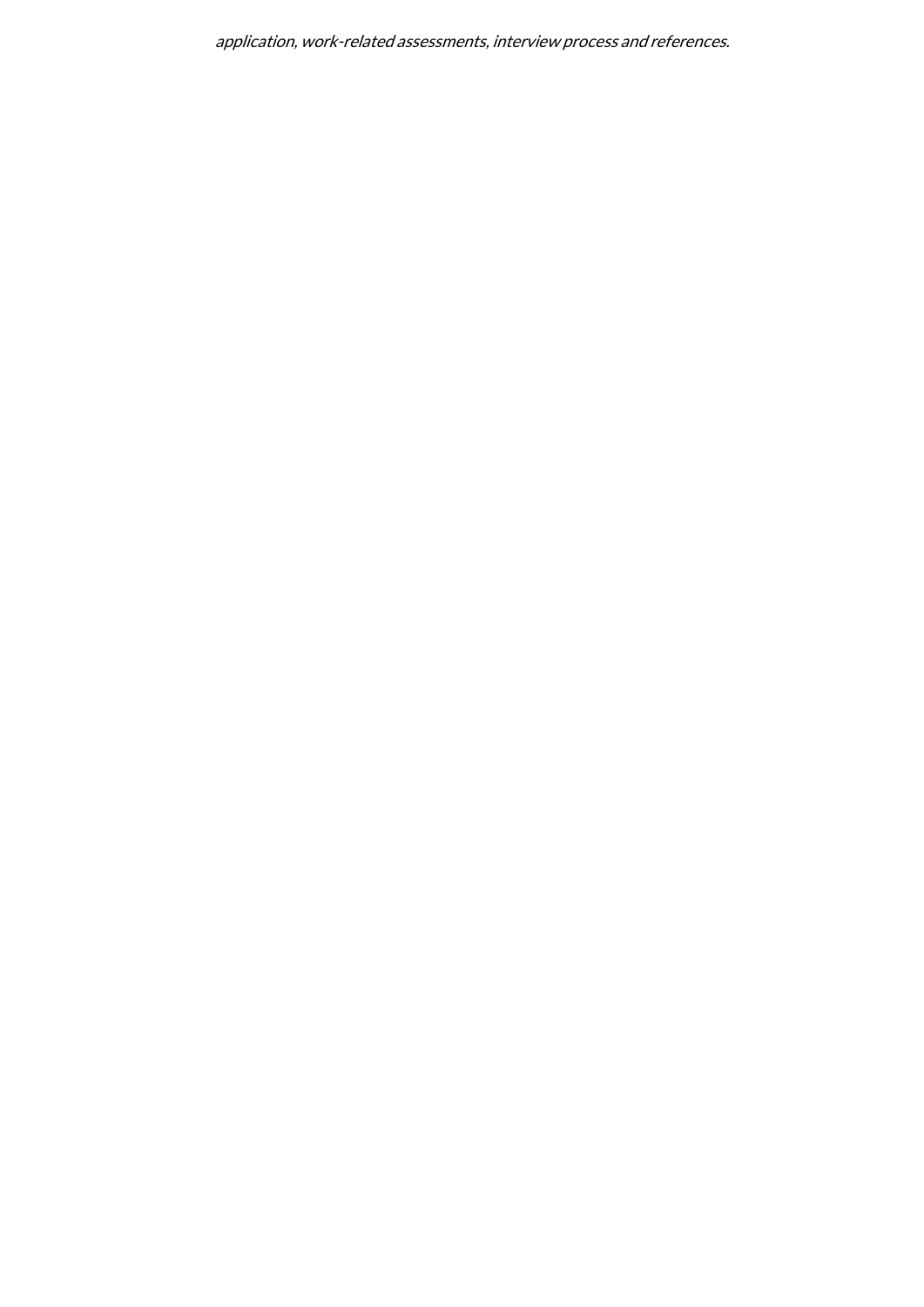*application, work-related assessments, interview process and references.*